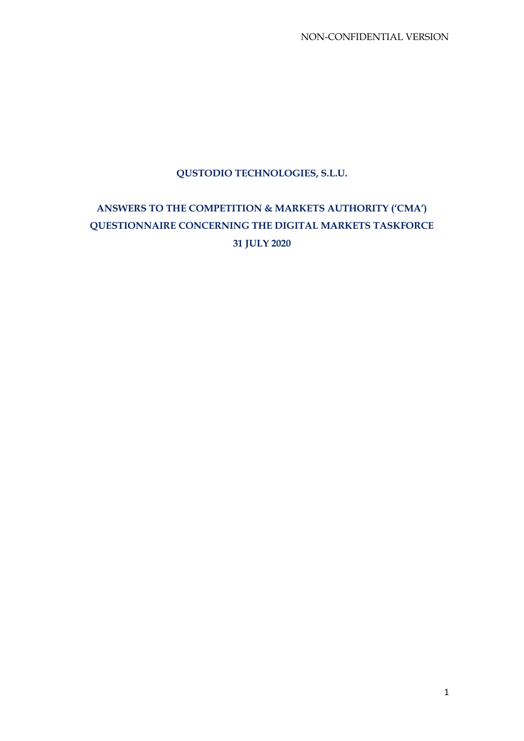NON-CONFIDENTIAL VERSION

**QUSTODIO TECHNOLOGIES, S.L.U.**

**ANSWERS TO THE COMPETITION & MARKETS AUTHORITY ('CMA') QUESTIONNAIRE CONCERNING THE DIGITAL MARKETS TASKFORCE**

**31 JULY 2020**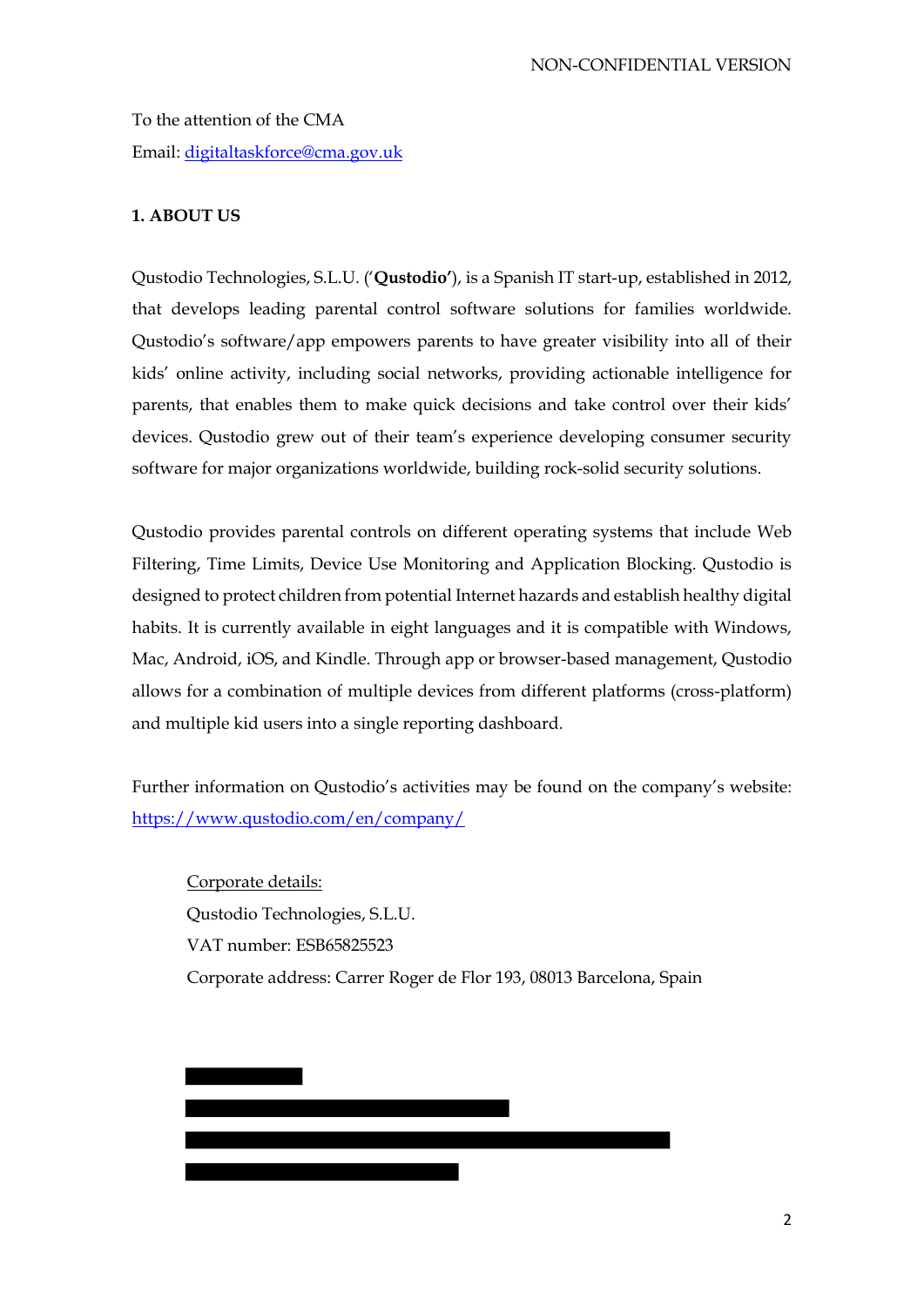To the attention of the CMA

Email: [digitaltaskforce@cma.gov.uk](mailto:digitaltaskforce@cma.gov.uk)

## 1. ABOUT US

Qustodio Technologies, S.L.U. ('**Qustodio'**), is a Spanish IT start-up, established in 2012, that develops leading parental control software solutions for families worldwide. Qustodio's software/app empowers parents to have greater visibility into all of their kids' online activity, including social networks, providing actionable intelligence for parents, that enables them to make quick decisions and take control over their kids' devices. Qustodio grew out of their team's experience developing consumer security software for major organizations worldwide, building rock-solid security solutions.

Qustodio provides parental controls on different operating systems that include Web Filtering, Time Limits, Device Use Monitoring and Application Blocking. Qustodio is designed to protect children from potential Internet hazards and establish healthy digital habits. It is currently available in eight languages and it is compatible with Windows, Mac, Android, iOS, and Kindle. Through app or browser-based management, Qustodio allows for a combination of multiple devices from different platforms (cross-platform) and multiple kid users into a single reporting dashboard.

Further information on Qustodio's activities may be found on the company's website: [https://www.qustodio.com/en/company/](https://www.qustodio.com/en/company/)

> Corporate details:
>
> Qustodio Technologies, S.L.U.
>
> VAT number: ESB65825523
>
> Corporate address: Carrer Roger de Flor 193, 08013 Barcelona, Spain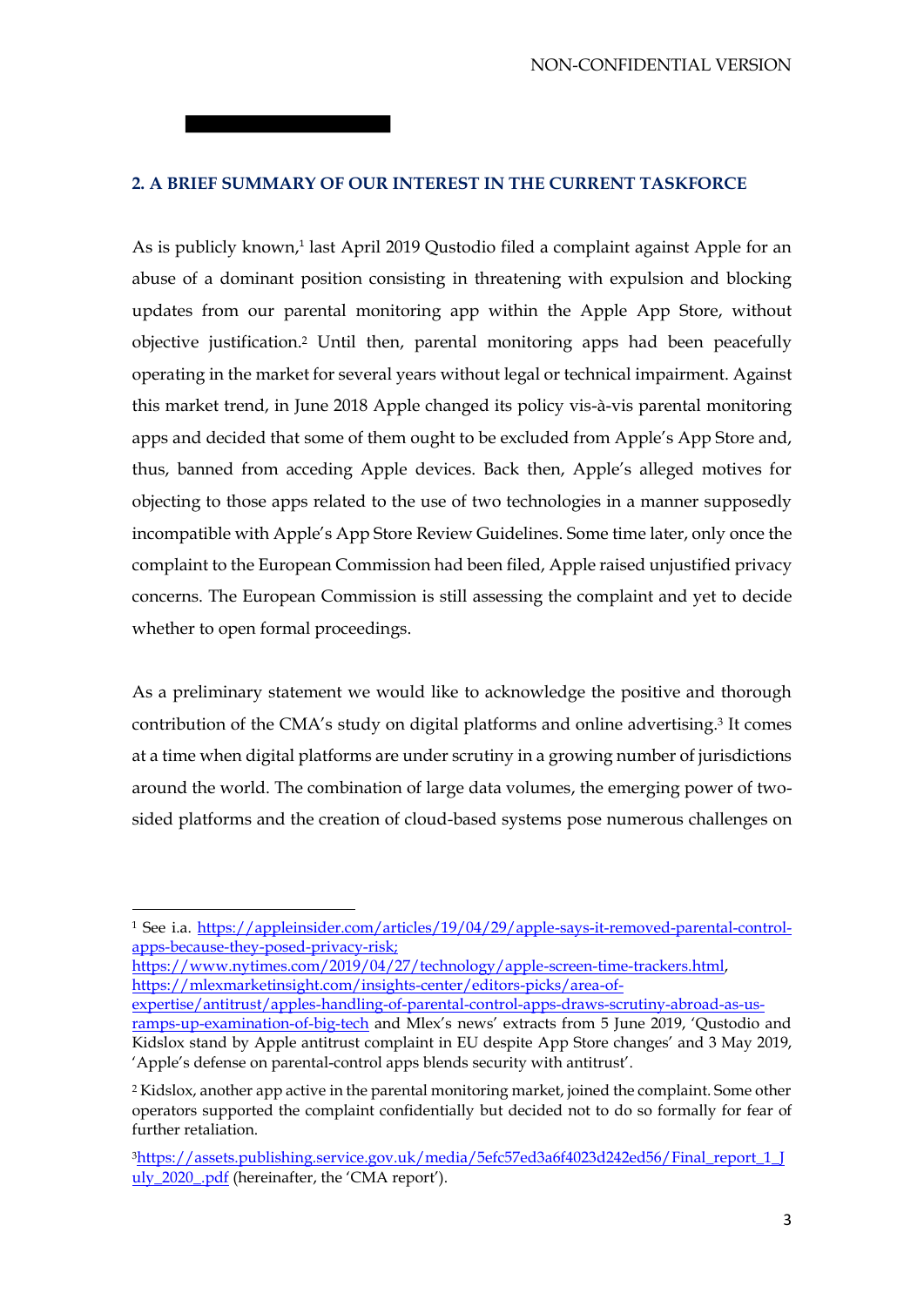## 2. A BRIEF SUMMARY OF OUR INTEREST IN THE CURRENT TASKFORCE

As is publicly known,[1] last April 2019 Qustodio filed a complaint against Apple for an abuse of a dominant position consisting in threatening with expulsion and blocking updates from our parental monitoring app within the Apple App Store, without objective justification.[2] Until then, parental monitoring apps had been peacefully operating in the market for several years without legal or technical impairment. Against this market trend, in June 2018 Apple changed its policy vis-à-vis parental monitoring apps and decided that some of them ought to be excluded from Apple's App Store and, thus, banned from acceding Apple devices. Back then, Apple's alleged motives for objecting to those apps related to the use of two technologies in a manner supposedly incompatible with Apple's App Store Review Guidelines. Some time later, only once the complaint to the European Commission had been filed, Apple raised unjustified privacy concerns. The European Commission is still assessing the complaint and yet to decide whether to open formal proceedings.

As a preliminary statement we would like to acknowledge the positive and thorough contribution of the CMA's study on digital platforms and online advertising.[3] It comes at a time when digital platforms are under scrutiny in a growing number of jurisdictions around the world. The combination of large data volumes, the emerging power of two-sided platforms and the creation of cloud-based systems pose numerous challenges on

---

[1] See i.a. https://appleinsider.com/articles/19/04/29/apple-says-it-removed-parental-control-apps-because-they-posed-privacy-risk; https://www.nytimes.com/2019/04/27/technology/apple-screen-time-trackers.html, https://mlexmarketinsight.com/insights-center/editors-picks/area-of-expertise/antitrust/apples-handling-of-parental-control-apps-draws-scrutiny-abroad-as-us-ramps-up-examination-of-big-tech and Mlex's news' extracts from 5 June 2019, 'Qustodio and Kidslox stand by Apple antitrust complaint in EU despite App Store changes' and 3 May 2019, 'Apple's defense on parental-control apps blends security with antitrust'.

[2] Kidslox, another app active in the parental monitoring market, joined the complaint. Some other operators supported the complaint confidentially but decided not to do so formally for fear of further retaliation.

[3] https://assets.publishing.service.gov.uk/media/5efc57ed3a6f4023d242ed56/Final_report_1_July_2020_.pdf (hereinafter, the 'CMA report').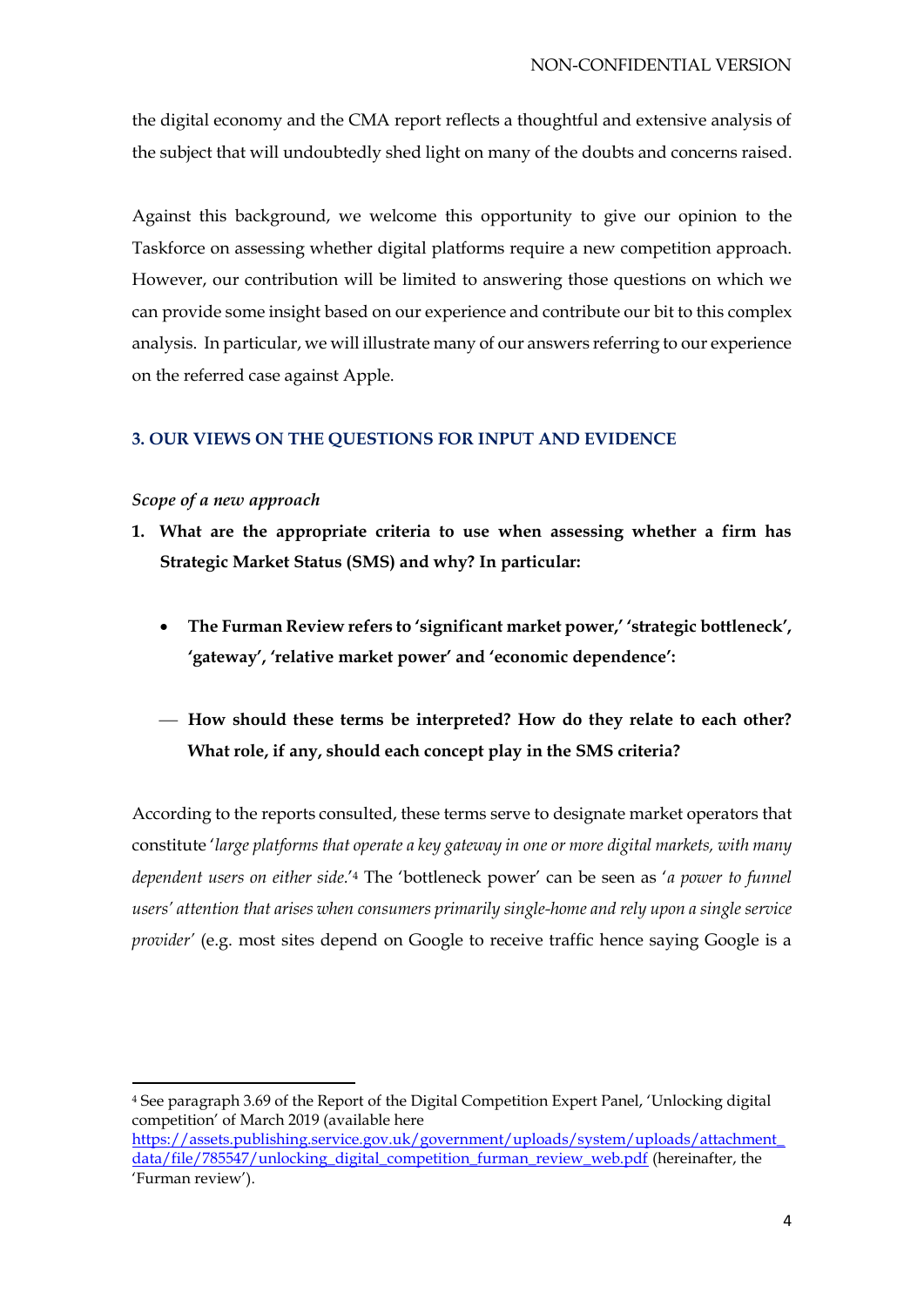the digital economy and the CMA report reflects a thoughtful and extensive analysis of the subject that will undoubtedly shed light on many of the doubts and concerns raised.

Against this background, we welcome this opportunity to give our opinion to the Taskforce on assessing whether digital platforms require a new competition approach. However, our contribution will be limited to answering those questions on which we can provide some insight based on our experience and contribute our bit to this complex analysis. In particular, we will illustrate many of our answers referring to our experience on the referred case against Apple.

## 3. OUR VIEWS ON THE QUESTIONS FOR INPUT AND EVIDENCE

*Scope of a new approach*

1. **What are the appropriate criteria to use when assessing whether a firm has Strategic Market Status (SMS) and why? In particular:**

   - **The Furman Review refers to 'significant market power,' 'strategic bottleneck', 'gateway', 'relative market power' and 'economic dependence':**

   — **How should these terms be interpreted? How do they relate to each other? What role, if any, should each concept play in the SMS criteria?**

According to the reports consulted, these terms serve to designate market operators that constitute '*large platforms that operate a key gateway in one or more digital markets, with many dependent users on either side.*'[4] The 'bottleneck power' can be seen as '*a power to funnel users' attention that arises when consumers primarily single-home and rely upon a single service provider*' (e.g. most sites depend on Google to receive traffic hence saying Google is a

---

[4] See paragraph 3.69 of the Report of the Digital Competition Expert Panel, 'Unlocking digital competition' of March 2019 (available here https://assets.publishing.service.gov.uk/government/uploads/system/uploads/attachment_data/file/785547/unlocking_digital_competition_furman_review_web.pdf (hereinafter, the 'Furman review').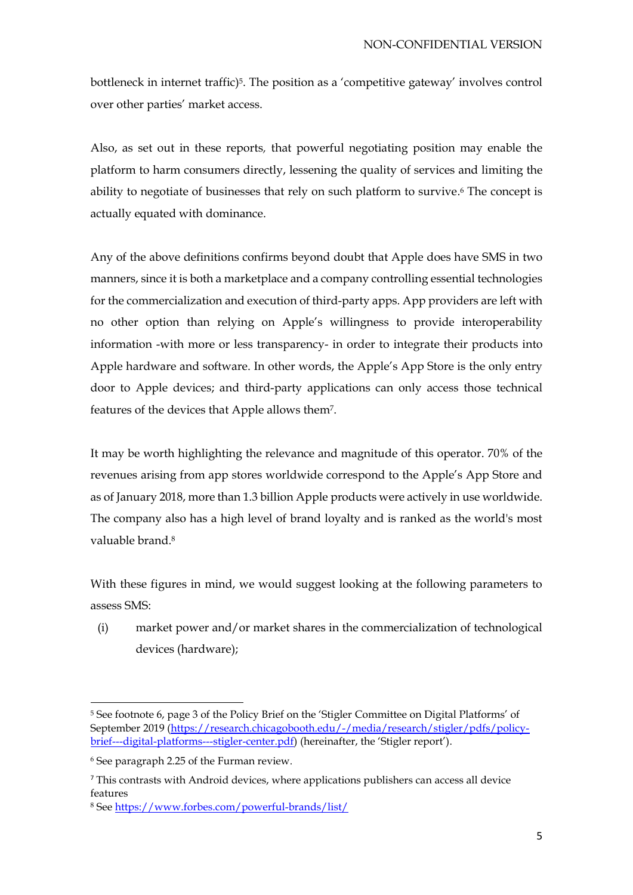bottleneck in internet traffic)[5]. The position as a 'competitive gateway' involves control over other parties' market access.

Also, as set out in these reports, that powerful negotiating position may enable the platform to harm consumers directly, lessening the quality of services and limiting the ability to negotiate of businesses that rely on such platform to survive.[6] The concept is actually equated with dominance.

Any of the above definitions confirms beyond doubt that Apple does have SMS in two manners, since it is both a marketplace and a company controlling essential technologies for the commercialization and execution of third-party apps. App providers are left with no other option than relying on Apple's willingness to provide interoperability information -with more or less transparency- in order to integrate their products into Apple hardware and software. In other words, the Apple's App Store is the only entry door to Apple devices; and third-party applications can only access those technical features of the devices that Apple allows them[7].

It may be worth highlighting the relevance and magnitude of this operator. 70% of the revenues arising from app stores worldwide correspond to the Apple's App Store and as of January 2018, more than 1.3 billion Apple products were actively in use worldwide. The company also has a high level of brand loyalty and is ranked as the world's most valuable brand.[8]

With these figures in mind, we would suggest looking at the following parameters to assess SMS:

(i) market power and/or market shares in the commercialization of technological devices (hardware);

---

[5] See footnote 6, page 3 of the Policy Brief on the 'Stigler Committee on Digital Platforms' of September 2019 (https://research.chicagobooth.edu/-/media/research/stigler/pdfs/policy-brief---digital-platforms---stigler-center.pdf) (hereinafter, the 'Stigler report').

[6] See paragraph 2.25 of the Furman review.

[7] This contrasts with Android devices, where applications publishers can access all device features

[8] See https://www.forbes.com/powerful-brands/list/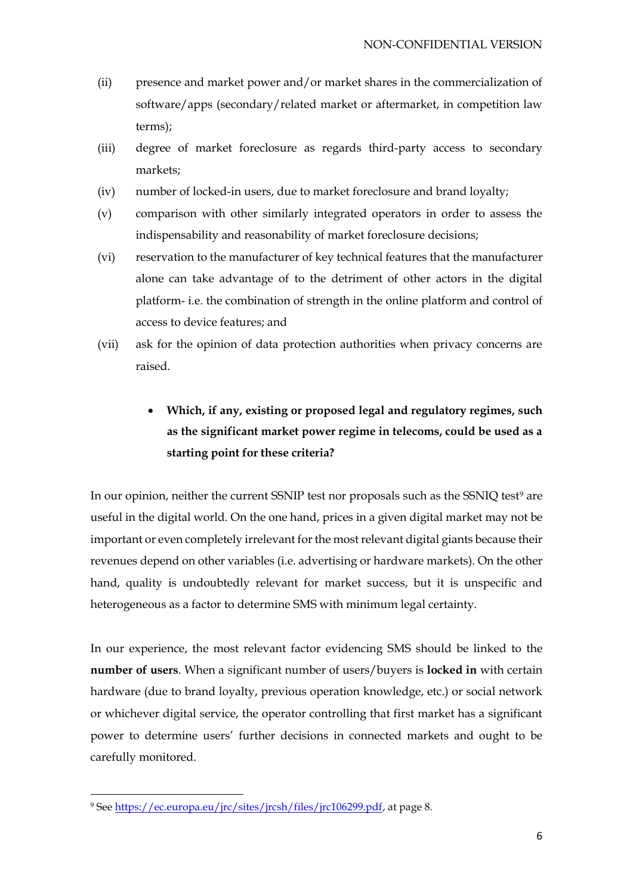(ii) presence and market power and/or market shares in the commercialization of software/apps (secondary/related market or aftermarket, in competition law terms);

(iii) degree of market foreclosure as regards third-party access to secondary markets;

(iv) number of locked-in users, due to market foreclosure and brand loyalty;

(v) comparison with other similarly integrated operators in order to assess the indispensability and reasonability of market foreclosure decisions;

(vi) reservation to the manufacturer of key technical features that the manufacturer alone can take advantage of to the detriment of other actors in the digital platform- i.e. the combination of strength in the online platform and control of access to device features; and

(vii) ask for the opinion of data protection authorities when privacy concerns are raised.

- **Which, if any, existing or proposed legal and regulatory regimes, such as the significant market power regime in telecoms, could be used as a starting point for these criteria?**

In our opinion, neither the current SSNIP test nor proposals such as the SSNIQ test[9] are useful in the digital world. On the one hand, prices in a given digital market may not be important or even completely irrelevant for the most relevant digital giants because their revenues depend on other variables (i.e. advertising or hardware markets). On the other hand, quality is undoubtedly relevant for market success, but it is unspecific and heterogeneous as a factor to determine SMS with minimum legal certainty.

In our experience, the most relevant factor evidencing SMS should be linked to the **number of users**. When a significant number of users/buyers is **locked in** with certain hardware (due to brand loyalty, previous operation knowledge, etc.) or social network or whichever digital service, the operator controlling that first market has a significant power to determine users' further decisions in connected markets and ought to be carefully monitored.

[9] See https://ec.europa.eu/jrc/sites/jrcsh/files/jrc106299.pdf, at page 8.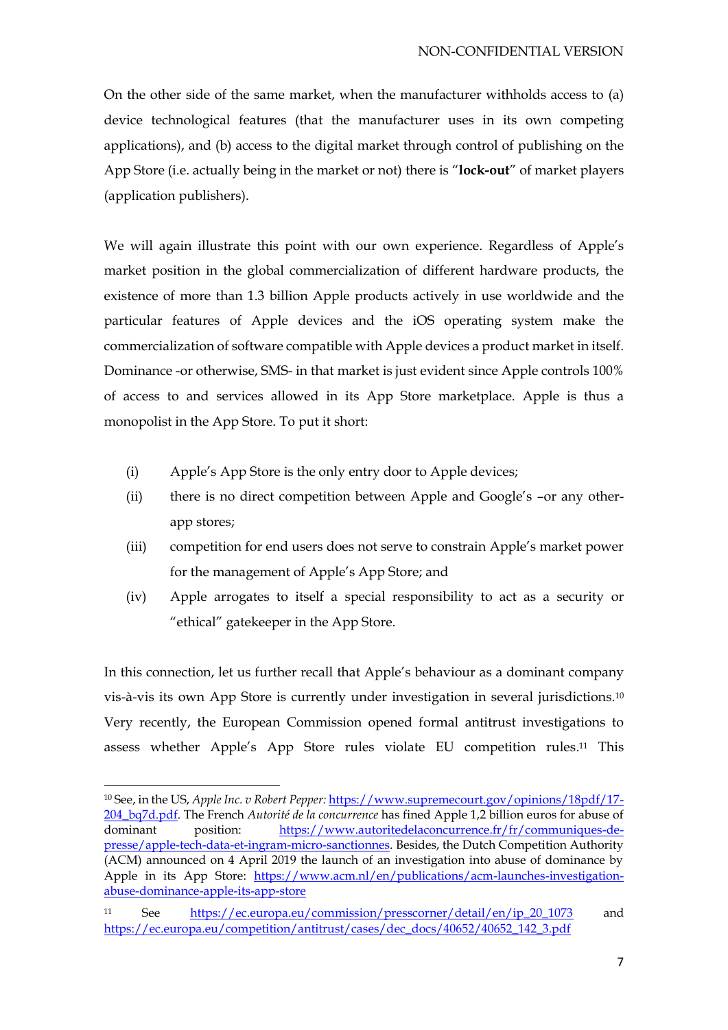On the other side of the same market, when the manufacturer withholds access to (a) device technological features (that the manufacturer uses in its own competing applications), and (b) access to the digital market through control of publishing on the App Store (i.e. actually being in the market or not) there is "**lock-out**" of market players (application publishers).

We will again illustrate this point with our own experience. Regardless of Apple's market position in the global commercialization of different hardware products, the existence of more than 1.3 billion Apple products actively in use worldwide and the particular features of Apple devices and the iOS operating system make the commercialization of software compatible with Apple devices a product market in itself. Dominance -or otherwise, SMS- in that market is just evident since Apple controls 100% of access to and services allowed in its App Store marketplace. Apple is thus a monopolist in the App Store. To put it short:

(i) Apple's App Store is the only entry door to Apple devices;

(ii) there is no direct competition between Apple and Google's –or any other- app stores;

(iii) competition for end users does not serve to constrain Apple's market power for the management of Apple's App Store; and

(iv) Apple arrogates to itself a special responsibility to act as a security or "ethical" gatekeeper in the App Store.

In this connection, let us further recall that Apple's behaviour as a dominant company vis-à-vis its own App Store is currently under investigation in several jurisdictions.[10] Very recently, the European Commission opened formal antitrust investigations to assess whether Apple's App Store rules violate EU competition rules.[11] This

---

[10] See, in the US, *Apple Inc. v Robert Pepper:* https://www.supremecourt.gov/opinions/18pdf/17-204_bq7d.pdf. The French *Autorité de la concurrence* has fined Apple 1,2 billion euros for abuse of dominant position: https://www.autoritedelaconcurrence.fr/fr/communiques-de-presse/apple-tech-data-et-ingram-micro-sanctionnes. Besides, the Dutch Competition Authority (ACM) announced on 4 April 2019 the launch of an investigation into abuse of dominance by Apple in its App Store: https://www.acm.nl/en/publications/acm-launches-investigation-abuse-dominance-apple-its-app-store

[11] See https://ec.europa.eu/commission/presscorner/detail/en/ip_20_1073 and https://ec.europa.eu/competition/antitrust/cases/dec_docs/40652/40652_142_3.pdf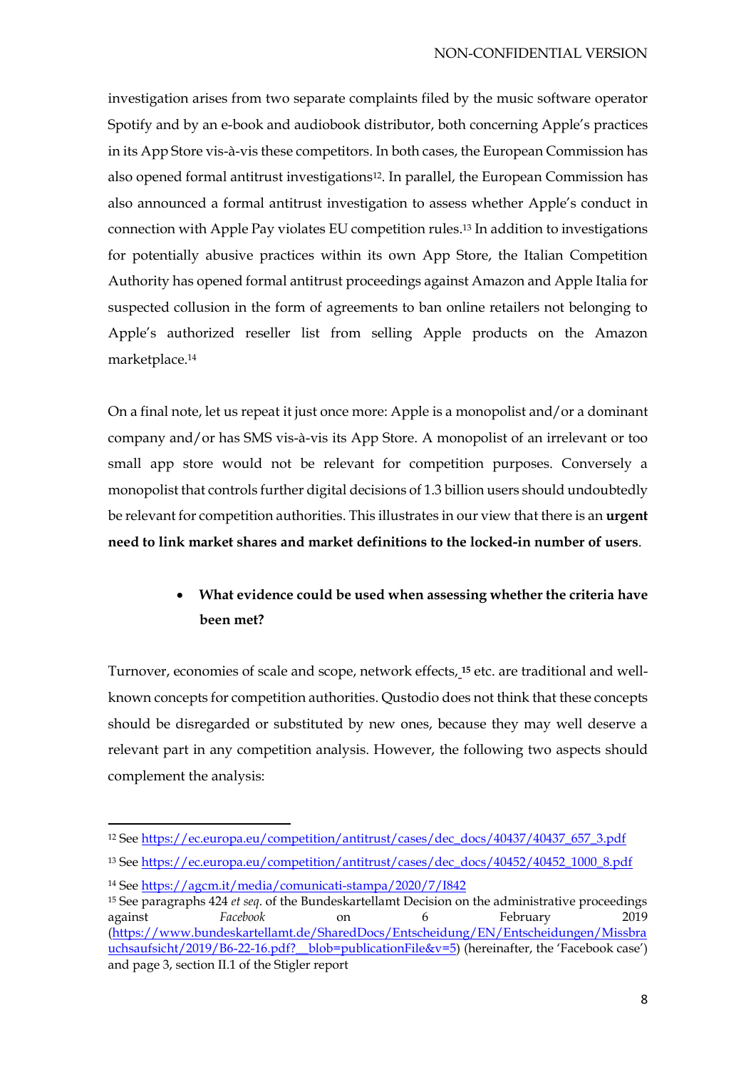investigation arises from two separate complaints filed by the music software operator Spotify and by an e-book and audiobook distributor, both concerning Apple's practices in its App Store vis-à-vis these competitors. In both cases, the European Commission has also opened formal antitrust investigations[12]. In parallel, the European Commission has also announced a formal antitrust investigation to assess whether Apple's conduct in connection with Apple Pay violates EU competition rules.[13] In addition to investigations for potentially abusive practices within its own App Store, the Italian Competition Authority has opened formal antitrust proceedings against Amazon and Apple Italia for suspected collusion in the form of agreements to ban online retailers not belonging to Apple's authorized reseller list from selling Apple products on the Amazon marketplace.[14]

On a final note, let us repeat it just once more: Apple is a monopolist and/or a dominant company and/or has SMS vis-à-vis its App Store. A monopolist of an irrelevant or too small app store would not be relevant for competition purposes. Conversely a monopolist that controls further digital decisions of 1.3 billion users should undoubtedly be relevant for competition authorities. This illustrates in our view that there is an **urgent need to link market shares and market definitions to the locked-in number of users**.

- **What evidence could be used when assessing whether the criteria have been met?**

Turnover, economies of scale and scope, network effects,[15] etc. are traditional and well-known concepts for competition authorities. Qustodio does not think that these concepts should be disregarded or substituted by new ones, because they may well deserve a relevant part in any competition analysis. However, the following two aspects should complement the analysis:

---

[12] See https://ec.europa.eu/competition/antitrust/cases/dec_docs/40437/40437_657_3.pdf

[13] See https://ec.europa.eu/competition/antitrust/cases/dec_docs/40452/40452_1000_8.pdf

[14] See https://agcm.it/media/comunicati-stampa/2020/7/I842

[15] See paragraphs 424 *et seq*. of the Bundeskartellamt Decision on the administrative proceedings against *Facebook* on 6 February 2019 (https://www.bundeskartellamt.de/SharedDocs/Entscheidung/EN/Entscheidungen/Missbrauchsaufsicht/2019/B6-22-16.pdf?__blob=publicationFile&v=5) (hereinafter, the 'Facebook case') and page 3, section II.1 of the Stigler report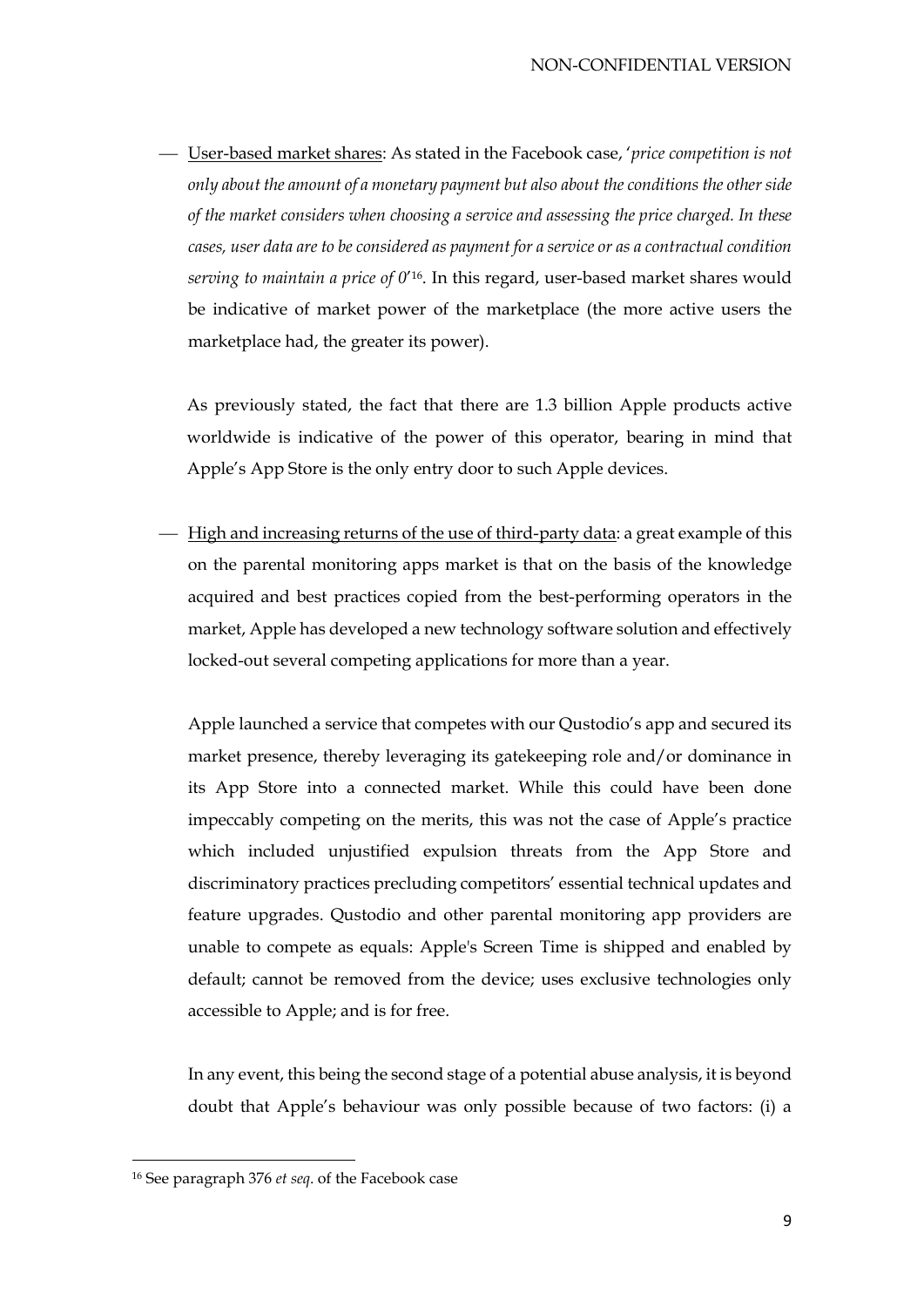- <u>User-based market shares</u>: As stated in the Facebook case, '*price competition is not only about the amount of a monetary payment but also about the conditions the other side of the market considers when choosing a service and assessing the price charged. In these cases, user data are to be considered as payment for a service or as a contractual condition serving to maintain a price of 0*'[16]. In this regard, user-based market shares would be indicative of market power of the marketplace (the more active users the marketplace had, the greater its power).

  As previously stated, the fact that there are 1.3 billion Apple products active worldwide is indicative of the power of this operator, bearing in mind that Apple's App Store is the only entry door to such Apple devices.

- <u>High and increasing returns of the use of third-party data</u>: a great example of this on the parental monitoring apps market is that on the basis of the knowledge acquired and best practices copied from the best-performing operators in the market, Apple has developed a new technology software solution and effectively locked-out several competing applications for more than a year.

  Apple launched a service that competes with our Qustodio's app and secured its market presence, thereby leveraging its gatekeeping role and/or dominance in its App Store into a connected market. While this could have been done impeccably competing on the merits, this was not the case of Apple's practice which included unjustified expulsion threats from the App Store and discriminatory practices precluding competitors' essential technical updates and feature upgrades. Qustodio and other parental monitoring app providers are unable to compete as equals: Apple's Screen Time is shipped and enabled by default; cannot be removed from the device; uses exclusive technologies only accessible to Apple; and is for free.

  In any event, this being the second stage of a potential abuse analysis, it is beyond doubt that Apple's behaviour was only possible because of two factors: (i) a

[16] See paragraph 376 *et seq.* of the Facebook case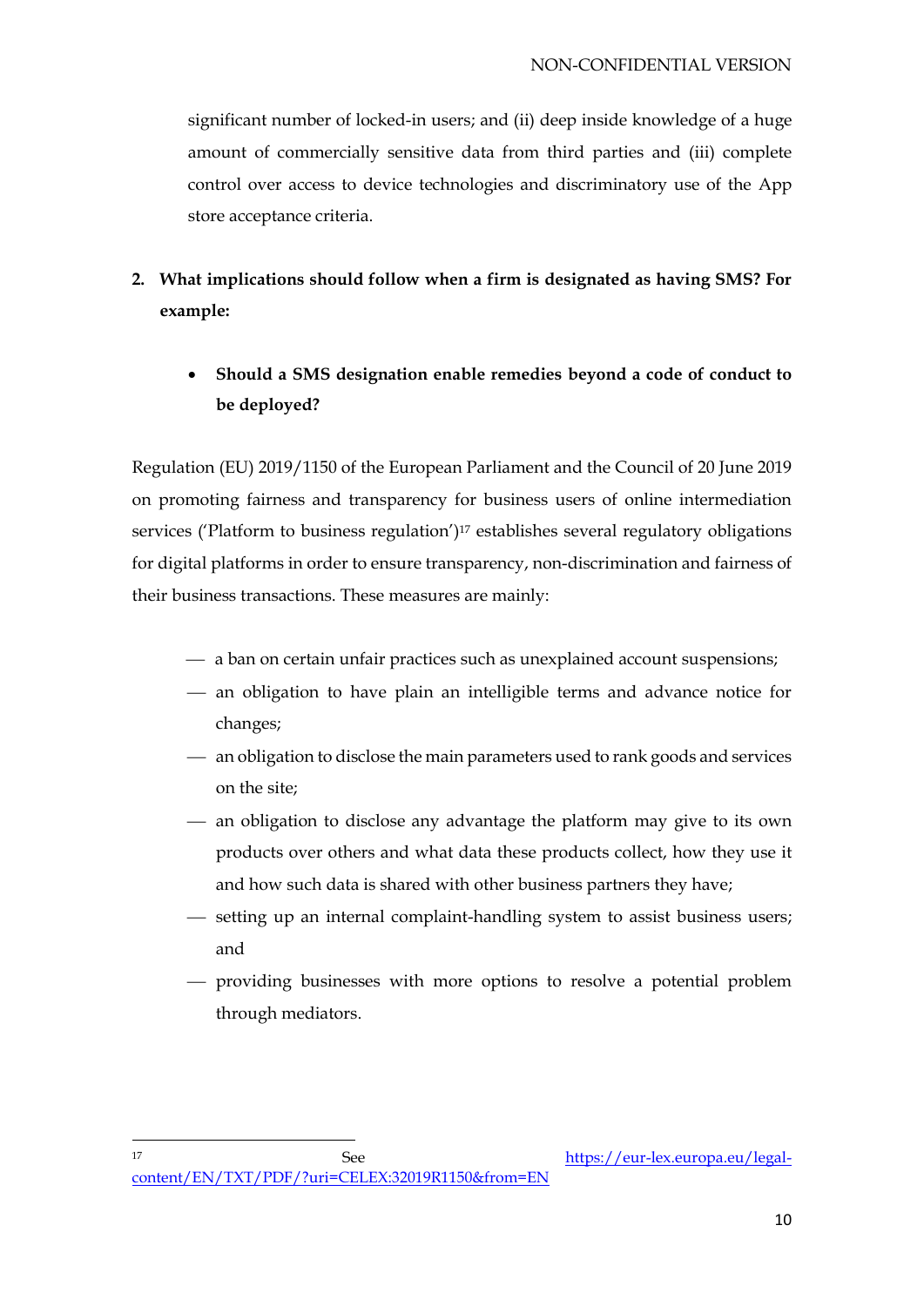significant number of locked-in users; and (ii) deep inside knowledge of a huge amount of commercially sensitive data from third parties and (iii) complete control over access to device technologies and discriminatory use of the App store acceptance criteria.

**2. What implications should follow when a firm is designated as having SMS? For example:**

- **Should a SMS designation enable remedies beyond a code of conduct to be deployed?**

Regulation (EU) 2019/1150 of the European Parliament and the Council of 20 June 2019 on promoting fairness and transparency for business users of online intermediation services ('Platform to business regulation')[17] establishes several regulatory obligations for digital platforms in order to ensure transparency, non-discrimination and fairness of their business transactions. These measures are mainly:

- a ban on certain unfair practices such as unexplained account suspensions;
- an obligation to have plain an intelligible terms and advance notice for changes;
- an obligation to disclose the main parameters used to rank goods and services on the site;
- an obligation to disclose any advantage the platform may give to its own products over others and what data these products collect, how they use it and how such data is shared with other business partners they have;
- setting up an internal complaint-handling system to assist business users; and
- providing businesses with more options to resolve a potential problem through mediators.

[17] See https://eur-lex.europa.eu/legal-content/EN/TXT/PDF/?uri=CELEX:32019R1150&from=EN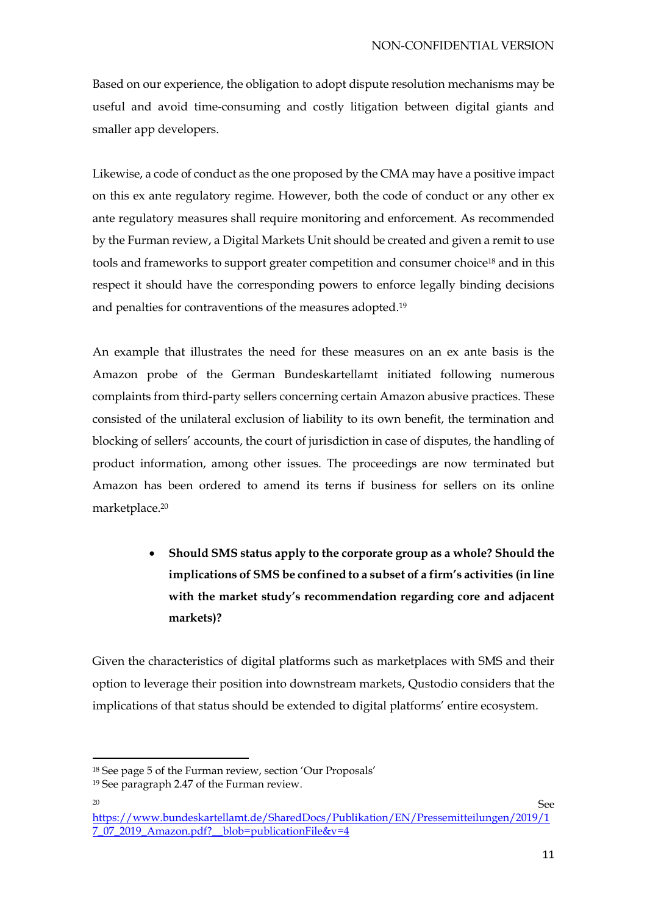Based on our experience, the obligation to adopt dispute resolution mechanisms may be useful and avoid time-consuming and costly litigation between digital giants and smaller app developers.

Likewise, a code of conduct as the one proposed by the CMA may have a positive impact on this ex ante regulatory regime. However, both the code of conduct or any other ex ante regulatory measures shall require monitoring and enforcement. As recommended by the Furman review, a Digital Markets Unit should be created and given a remit to use tools and frameworks to support greater competition and consumer choice[18] and in this respect it should have the corresponding powers to enforce legally binding decisions and penalties for contraventions of the measures adopted.[19]

An example that illustrates the need for these measures on an ex ante basis is the Amazon probe of the German Bundeskartellamt initiated following numerous complaints from third-party sellers concerning certain Amazon abusive practices. These consisted of the unilateral exclusion of liability to its own benefit, the termination and blocking of sellers' accounts, the court of jurisdiction in case of disputes, the handling of product information, among other issues. The proceedings are now terminated but Amazon has been ordered to amend its terns if business for sellers on its online marketplace.[20]

- **Should SMS status apply to the corporate group as a whole? Should the implications of SMS be confined to a subset of a firm's activities (in line with the market study's recommendation regarding core and adjacent markets)?**

Given the characteristics of digital platforms such as marketplaces with SMS and their option to leverage their position into downstream markets, Qustodio considers that the implications of that status should be extended to digital platforms' entire ecosystem.

---

[18] See page 5 of the Furman review, section 'Our Proposals'

[19] See paragraph 2.47 of the Furman review.

[20] See https://www.bundeskartellamt.de/SharedDocs/Publikation/EN/Pressemitteilungen/2019/17_07_2019_Amazon.pdf?__blob=publicationFile&v=4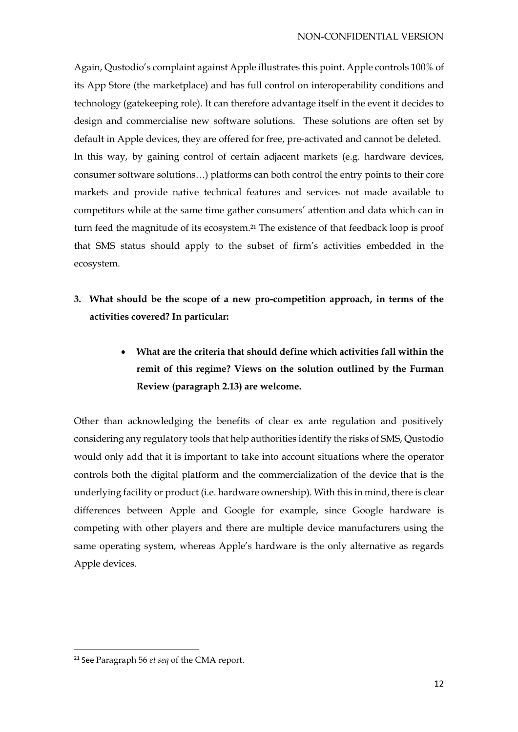Again, Qustodio's complaint against Apple illustrates this point. Apple controls 100% of its App Store (the marketplace) and has full control on interoperability conditions and technology (gatekeeping role). It can therefore advantage itself in the event it decides to design and commercialise new software solutions. These solutions are often set by default in Apple devices, they are offered for free, pre-activated and cannot be deleted. In this way, by gaining control of certain adjacent markets (e.g. hardware devices, consumer software solutions…) platforms can both control the entry points to their core markets and provide native technical features and services not made available to competitors while at the same time gather consumers' attention and data which can in turn feed the magnitude of its ecosystem.[21] The existence of that feedback loop is proof that SMS status should apply to the subset of firm's activities embedded in the ecosystem.

3. **What should be the scope of a new pro-competition approach, in terms of the activities covered? In particular:**

   - **What are the criteria that should define which activities fall within the remit of this regime? Views on the solution outlined by the Furman Review (paragraph 2.13) are welcome.**

Other than acknowledging the benefits of clear ex ante regulation and positively considering any regulatory tools that help authorities identify the risks of SMS, Qustodio would only add that it is important to take into account situations where the operator controls both the digital platform and the commercialization of the device that is the underlying facility or product (i.e. hardware ownership). With this in mind, there is clear differences between Apple and Google for example, since Google hardware is competing with other players and there are multiple device manufacturers using the same operating system, whereas Apple's hardware is the only alternative as regards Apple devices.

[21] See Paragraph 56 *et seq* of the CMA report.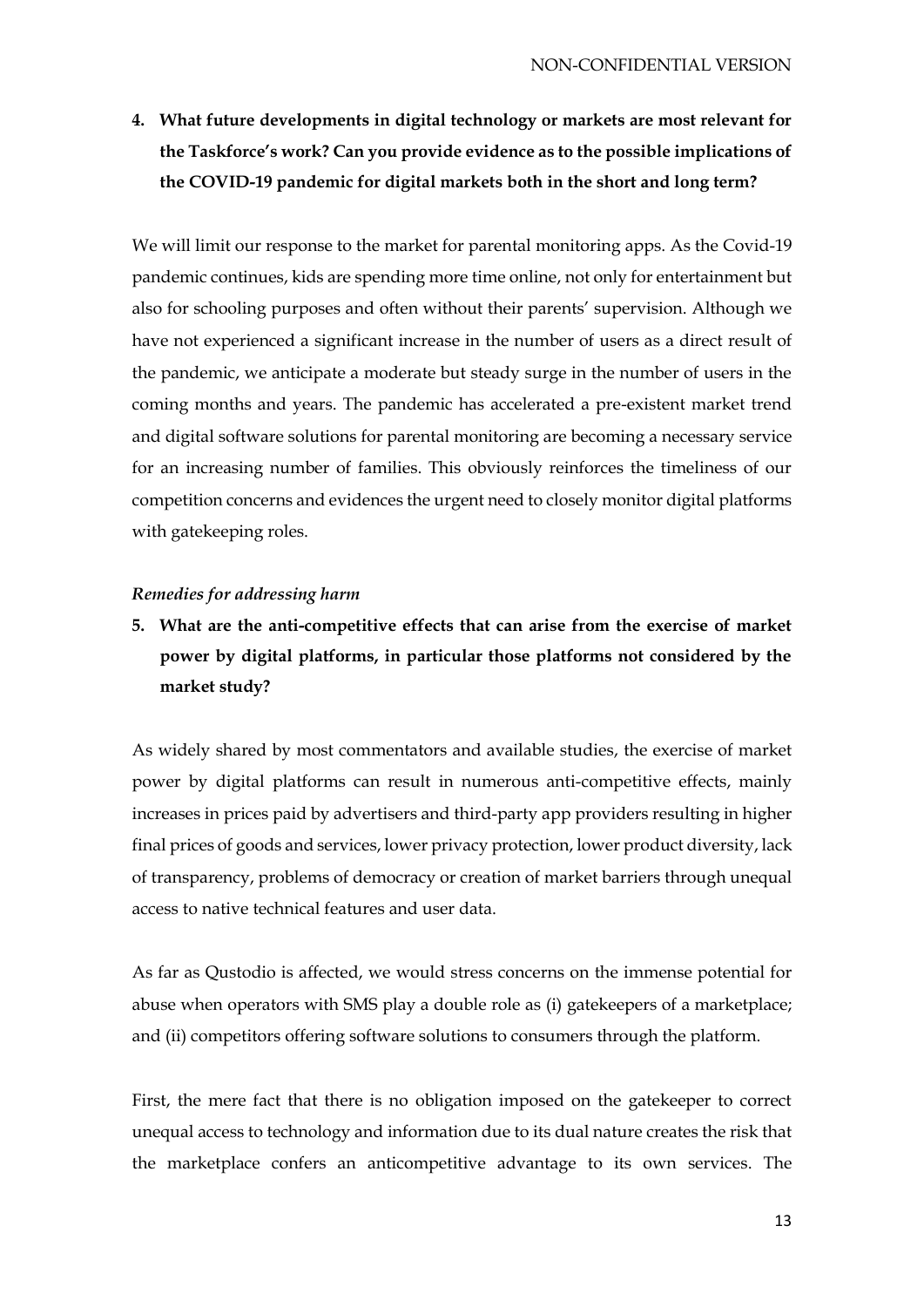**4. What future developments in digital technology or markets are most relevant for the Taskforce's work? Can you provide evidence as to the possible implications of the COVID-19 pandemic for digital markets both in the short and long term?**

We will limit our response to the market for parental monitoring apps. As the Covid-19 pandemic continues, kids are spending more time online, not only for entertainment but also for schooling purposes and often without their parents' supervision. Although we have not experienced a significant increase in the number of users as a direct result of the pandemic, we anticipate a moderate but steady surge in the number of users in the coming months and years. The pandemic has accelerated a pre-existent market trend and digital software solutions for parental monitoring are becoming a necessary service for an increasing number of families. This obviously reinforces the timeliness of our competition concerns and evidences the urgent need to closely monitor digital platforms with gatekeeping roles.

*Remedies for addressing harm*

**5. What are the anti-competitive effects that can arise from the exercise of market power by digital platforms, in particular those platforms not considered by the market study?**

As widely shared by most commentators and available studies, the exercise of market power by digital platforms can result in numerous anti-competitive effects, mainly increases in prices paid by advertisers and third-party app providers resulting in higher final prices of goods and services, lower privacy protection, lower product diversity, lack of transparency, problems of democracy or creation of market barriers through unequal access to native technical features and user data.

As far as Qustodio is affected, we would stress concerns on the immense potential for abuse when operators with SMS play a double role as (i) gatekeepers of a marketplace; and (ii) competitors offering software solutions to consumers through the platform.

First, the mere fact that there is no obligation imposed on the gatekeeper to correct unequal access to technology and information due to its dual nature creates the risk that the marketplace confers an anticompetitive advantage to its own services. The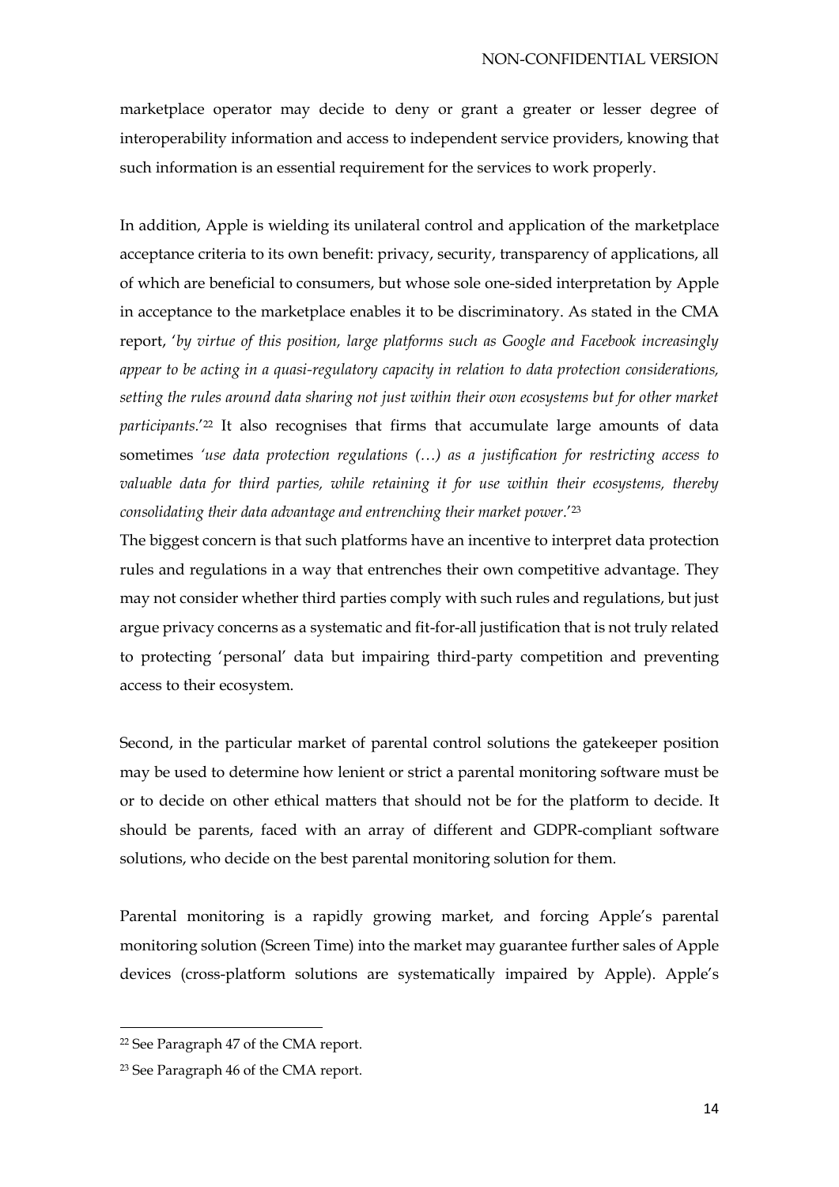marketplace operator may decide to deny or grant a greater or lesser degree of interoperability information and access to independent service providers, knowing that such information is an essential requirement for the services to work properly.

In addition, Apple is wielding its unilateral control and application of the marketplace acceptance criteria to its own benefit: privacy, security, transparency of applications, all of which are beneficial to consumers, but whose sole one-sided interpretation by Apple in acceptance to the marketplace enables it to be discriminatory. As stated in the CMA report, '*by virtue of this position, large platforms such as Google and Facebook increasingly appear to be acting in a quasi-regulatory capacity in relation to data protection considerations, setting the rules around data sharing not just within their own ecosystems but for other market participants.*'[22] It also recognises that firms that accumulate large amounts of data sometimes *'use data protection regulations (…) as a justification for restricting access to valuable data for third parties, while retaining it for use within their ecosystems, thereby consolidating their data advantage and entrenching their market power*.'[23]

The biggest concern is that such platforms have an incentive to interpret data protection rules and regulations in a way that entrenches their own competitive advantage. They may not consider whether third parties comply with such rules and regulations, but just argue privacy concerns as a systematic and fit-for-all justification that is not truly related to protecting 'personal' data but impairing third-party competition and preventing access to their ecosystem.

Second, in the particular market of parental control solutions the gatekeeper position may be used to determine how lenient or strict a parental monitoring software must be or to decide on other ethical matters that should not be for the platform to decide. It should be parents, faced with an array of different and GDPR-compliant software solutions, who decide on the best parental monitoring solution for them.

Parental monitoring is a rapidly growing market, and forcing Apple's parental monitoring solution (Screen Time) into the market may guarantee further sales of Apple devices (cross-platform solutions are systematically impaired by Apple). Apple's

[22] See Paragraph 47 of the CMA report.

[23] See Paragraph 46 of the CMA report.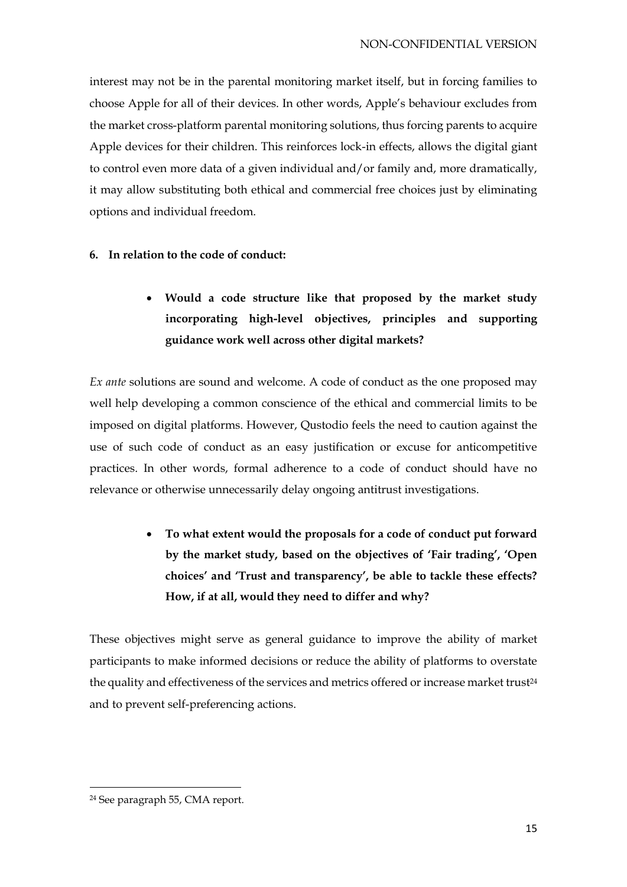interest may not be in the parental monitoring market itself, but in forcing families to choose Apple for all of their devices. In other words, Apple's behaviour excludes from the market cross-platform parental monitoring solutions, thus forcing parents to acquire Apple devices for their children. This reinforces lock-in effects, allows the digital giant to control even more data of a given individual and/or family and, more dramatically, it may allow substituting both ethical and commercial free choices just by eliminating options and individual freedom.

**6. In relation to the code of conduct:**

- **Would a code structure like that proposed by the market study incorporating high-level objectives, principles and supporting guidance work well across other digital markets?**

*Ex ante* solutions are sound and welcome. A code of conduct as the one proposed may well help developing a common conscience of the ethical and commercial limits to be imposed on digital platforms. However, Qustodio feels the need to caution against the use of such code of conduct as an easy justification or excuse for anticompetitive practices. In other words, formal adherence to a code of conduct should have no relevance or otherwise unnecessarily delay ongoing antitrust investigations.

- **To what extent would the proposals for a code of conduct put forward by the market study, based on the objectives of 'Fair trading', 'Open choices' and 'Trust and transparency', be able to tackle these effects? How, if at all, would they need to differ and why?**

These objectives might serve as general guidance to improve the ability of market participants to make informed decisions or reduce the ability of platforms to overstate the quality and effectiveness of the services and metrics offered or increase market trust[24] and to prevent self-preferencing actions.

[24] See paragraph 55, CMA report.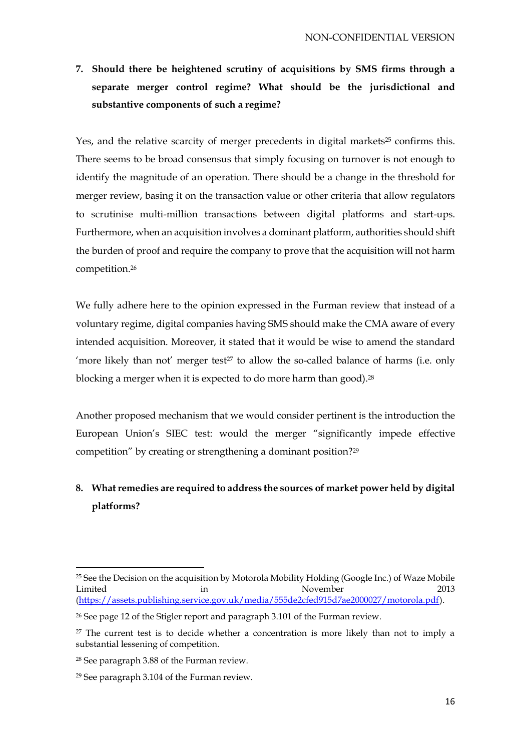**7. Should there be heightened scrutiny of acquisitions by SMS firms through a separate merger control regime? What should be the jurisdictional and substantive components of such a regime?**

Yes, and the relative scarcity of merger precedents in digital markets[25] confirms this. There seems to be broad consensus that simply focusing on turnover is not enough to identify the magnitude of an operation. There should be a change in the threshold for merger review, basing it on the transaction value or other criteria that allow regulators to scrutinise multi-million transactions between digital platforms and start-ups. Furthermore, when an acquisition involves a dominant platform, authorities should shift the burden of proof and require the company to prove that the acquisition will not harm competition.[26]

We fully adhere here to the opinion expressed in the Furman review that instead of a voluntary regime, digital companies having SMS should make the CMA aware of every intended acquisition. Moreover, it stated that it would be wise to amend the standard 'more likely than not' merger test[27] to allow the so-called balance of harms (i.e. only blocking a merger when it is expected to do more harm than good).[28]

Another proposed mechanism that we would consider pertinent is the introduction the European Union's SIEC test: would the merger "significantly impede effective competition" by creating or strengthening a dominant position?[29]

**8. What remedies are required to address the sources of market power held by digital platforms?**

---

[25] See the Decision on the acquisition by Motorola Mobility Holding (Google Inc.) of Waze Mobile Limited in November 2013 (https://assets.publishing.service.gov.uk/media/555de2cfed915d7ae2000027/motorola.pdf).

[26] See page 12 of the Stigler report and paragraph 3.101 of the Furman review.

[27] The current test is to decide whether a concentration is more likely than not to imply a substantial lessening of competition.

[28] See paragraph 3.88 of the Furman review.

[29] See paragraph 3.104 of the Furman review.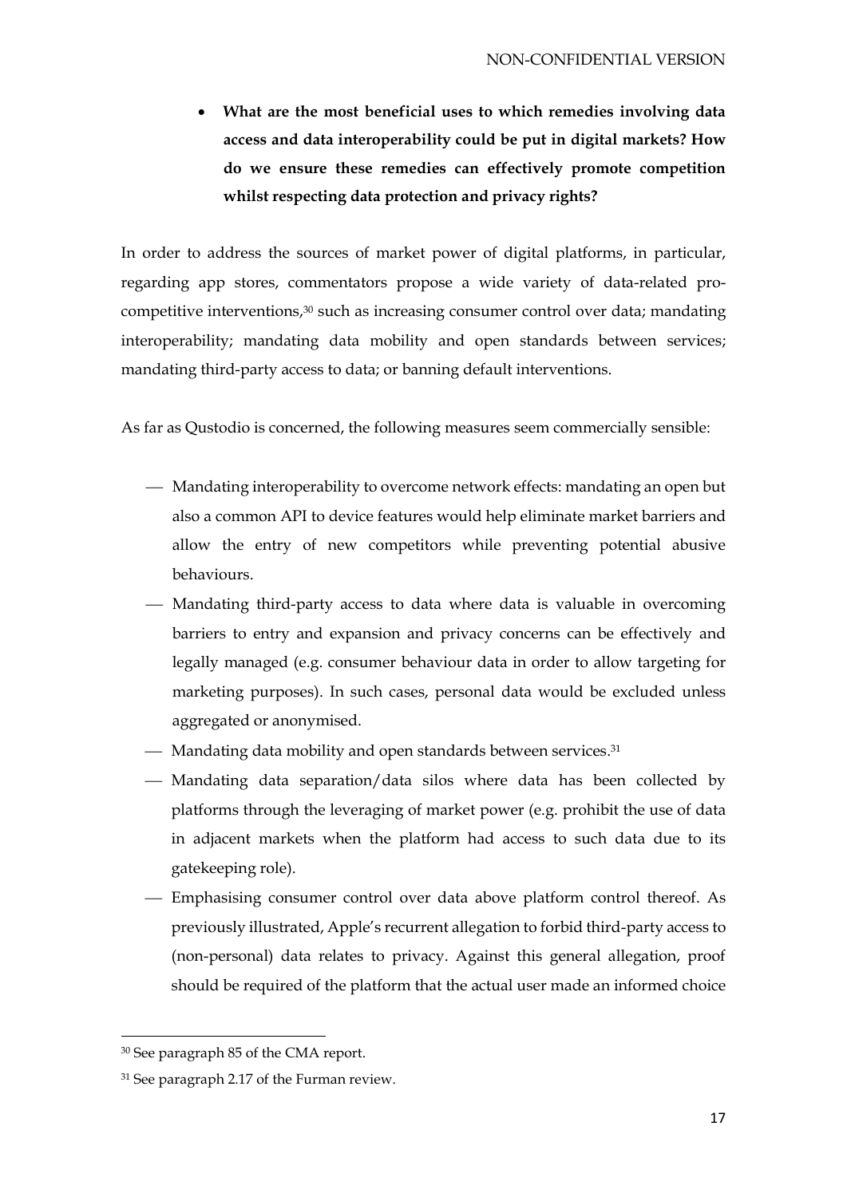- **What are the most beneficial uses to which remedies involving data access and data interoperability could be put in digital markets? How do we ensure these remedies can effectively promote competition whilst respecting data protection and privacy rights?**

In order to address the sources of market power of digital platforms, in particular, regarding app stores, commentators propose a wide variety of data-related pro-competitive interventions,[30] such as increasing consumer control over data; mandating interoperability; mandating data mobility and open standards between services; mandating third-party access to data; or banning default interventions.

As far as Qustodio is concerned, the following measures seem commercially sensible:

- Mandating interoperability to overcome network effects: mandating an open but also a common API to device features would help eliminate market barriers and allow the entry of new competitors while preventing potential abusive behaviours.
- Mandating third-party access to data where data is valuable in overcoming barriers to entry and expansion and privacy concerns can be effectively and legally managed (e.g. consumer behaviour data in order to allow targeting for marketing purposes). In such cases, personal data would be excluded unless aggregated or anonymised.
- Mandating data mobility and open standards between services.[31]
- Mandating data separation/data silos where data has been collected by platforms through the leveraging of market power (e.g. prohibit the use of data in adjacent markets when the platform had access to such data due to its gatekeeping role).
- Emphasising consumer control over data above platform control thereof. As previously illustrated, Apple's recurrent allegation to forbid third-party access to (non-personal) data relates to privacy. Against this general allegation, proof should be required of the platform that the actual user made an informed choice

[30] See paragraph 85 of the CMA report.

[31] See paragraph 2.17 of the Furman review.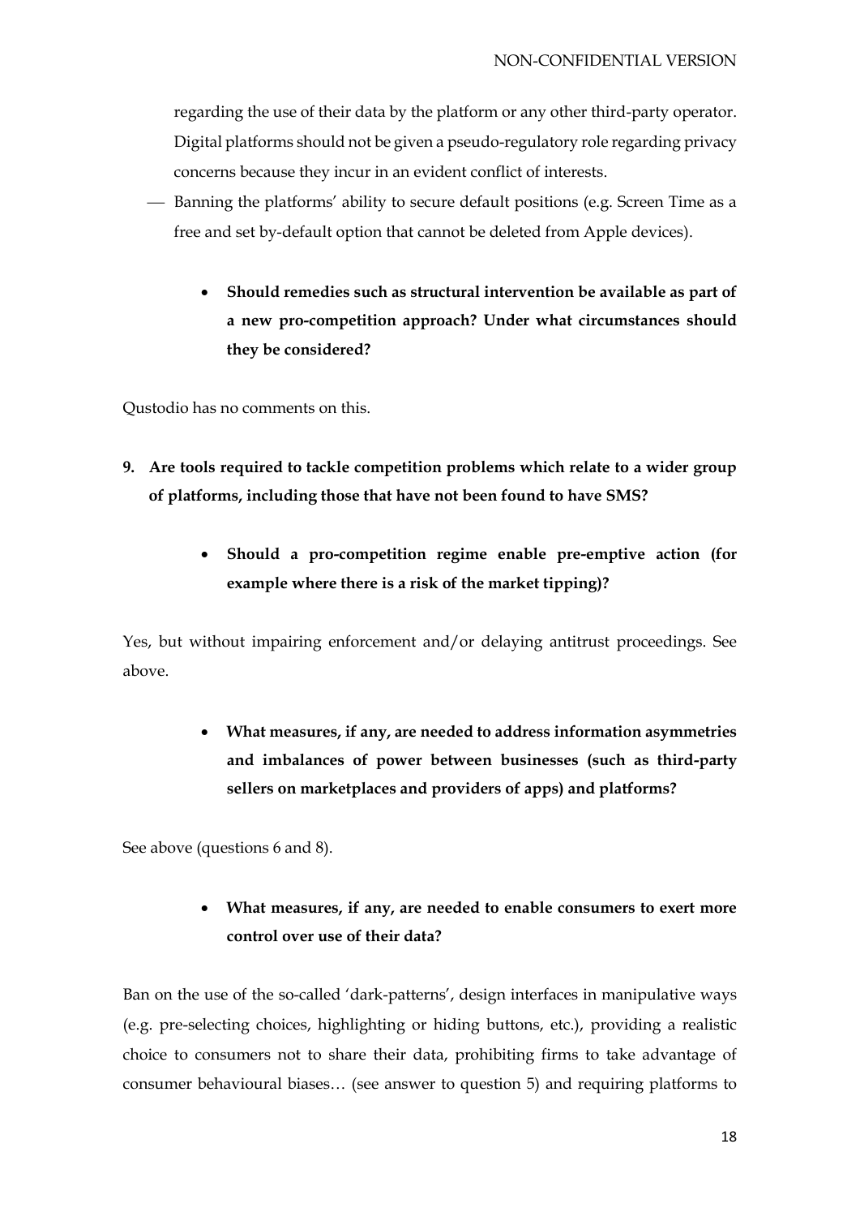regarding the use of their data by the platform or any other third-party operator. Digital platforms should not be given a pseudo-regulatory role regarding privacy concerns because they incur in an evident conflict of interests.

- Banning the platforms' ability to secure default positions (e.g. Screen Time as a free and set by-default option that cannot be deleted from Apple devices).

  - **Should remedies such as structural intervention be available as part of a new pro-competition approach? Under what circumstances should they be considered?**

Qustodio has no comments on this.

9. **Are tools required to tackle competition problems which relate to a wider group of platforms, including those that have not been found to have SMS?**

  - **Should a pro-competition regime enable pre-emptive action (for example where there is a risk of the market tipping)?**

Yes, but without impairing enforcement and/or delaying antitrust proceedings. See above.

  - **What measures, if any, are needed to address information asymmetries and imbalances of power between businesses (such as third-party sellers on marketplaces and providers of apps) and platforms?**

See above (questions 6 and 8).

  - **What measures, if any, are needed to enable consumers to exert more control over use of their data?**

Ban on the use of the so-called 'dark-patterns', design interfaces in manipulative ways (e.g. pre-selecting choices, highlighting or hiding buttons, etc.), providing a realistic choice to consumers not to share their data, prohibiting firms to take advantage of consumer behavioural biases… (see answer to question 5) and requiring platforms to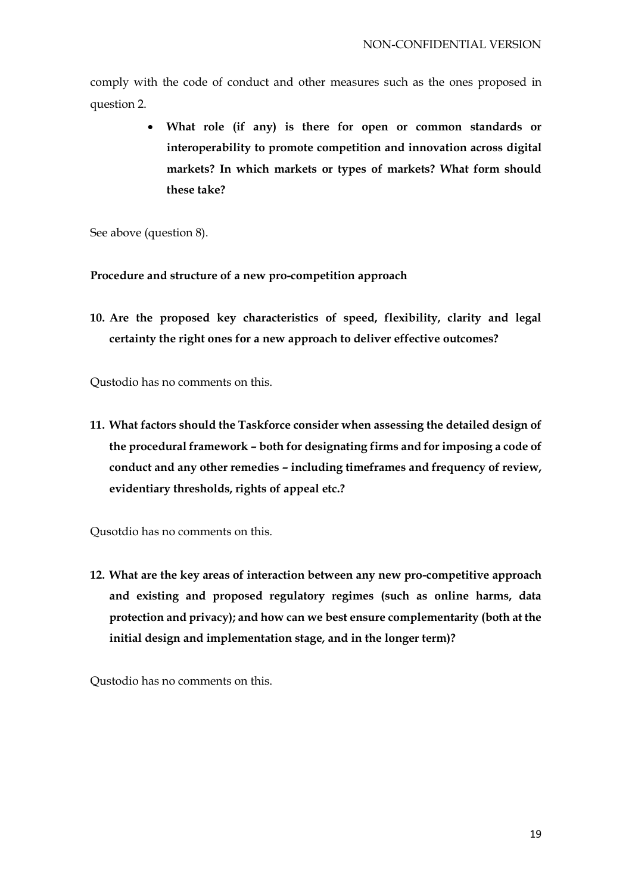comply with the code of conduct and other measures such as the ones proposed in question 2.

- **What role (if any) is there for open or common standards or interoperability to promote competition and innovation across digital markets? In which markets or types of markets? What form should these take?**

See above (question 8).

**Procedure and structure of a new pro-competition approach**

**10. Are the proposed key characteristics of speed, flexibility, clarity and legal certainty the right ones for a new approach to deliver effective outcomes?**

Qustodio has no comments on this.

**11. What factors should the Taskforce consider when assessing the detailed design of the procedural framework – both for designating firms and for imposing a code of conduct and any other remedies – including timeframes and frequency of review, evidentiary thresholds, rights of appeal etc.?**

Qusotdio has no comments on this.

**12. What are the key areas of interaction between any new pro-competitive approach and existing and proposed regulatory regimes (such as online harms, data protection and privacy); and how can we best ensure complementarity (both at the initial design and implementation stage, and in the longer term)?**

Qustodio has no comments on this.